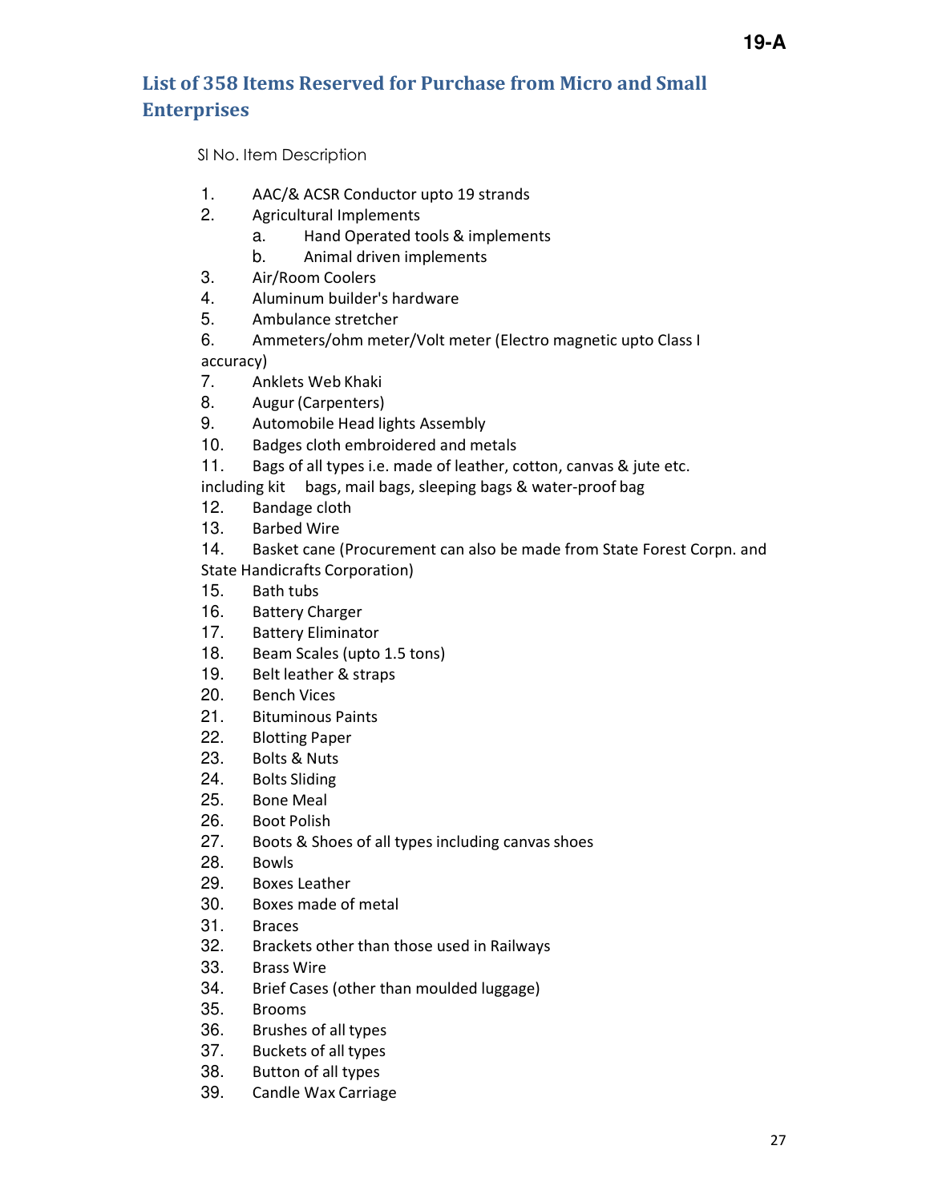19-A

## List of 358 Items Reserved for Purchase from Micro and Small Enterprises

Sl No. Item Description

1. AAC/& ACSR Conductor upto 19 strands
2. Agricultural Implements
   a. Hand Operated tools & implements
   b. Animal driven implements
3. Air/Room Coolers
4. Aluminum builder's hardware
5. Ambulance stretcher
6. Ammeters/ohm meter/Volt meter (Electro magnetic upto Class I accuracy)
7. Anklets Web Khaki
8. Augur (Carpenters)
9. Automobile Head lights Assembly
10. Badges cloth embroidered and metals
11. Bags of all types i.e. made of leather, cotton, canvas & jute etc. including kit bags, mail bags, sleeping bags & water-proof bag
12. Bandage cloth
13. Barbed Wire
14. Basket cane (Procurement can also be made from State Forest Corpn. and State Handicrafts Corporation)
15. Bath tubs
16. Battery Charger
17. Battery Eliminator
18. Beam Scales (upto 1.5 tons)
19. Belt leather & straps
20. Bench Vices
21. Bituminous Paints
22. Blotting Paper
23. Bolts & Nuts
24. Bolts Sliding
25. Bone Meal
26. Boot Polish
27. Boots & Shoes of all types including canvas shoes
28. Bowls
29. Boxes Leather
30. Boxes made of metal
31. Braces
32. Brackets other than those used in Railways
33. Brass Wire
34. Brief Cases (other than moulded luggage)
35. Brooms
36. Brushes of all types
37. Buckets of all types
38. Button of all types
39. Candle Wax Carriage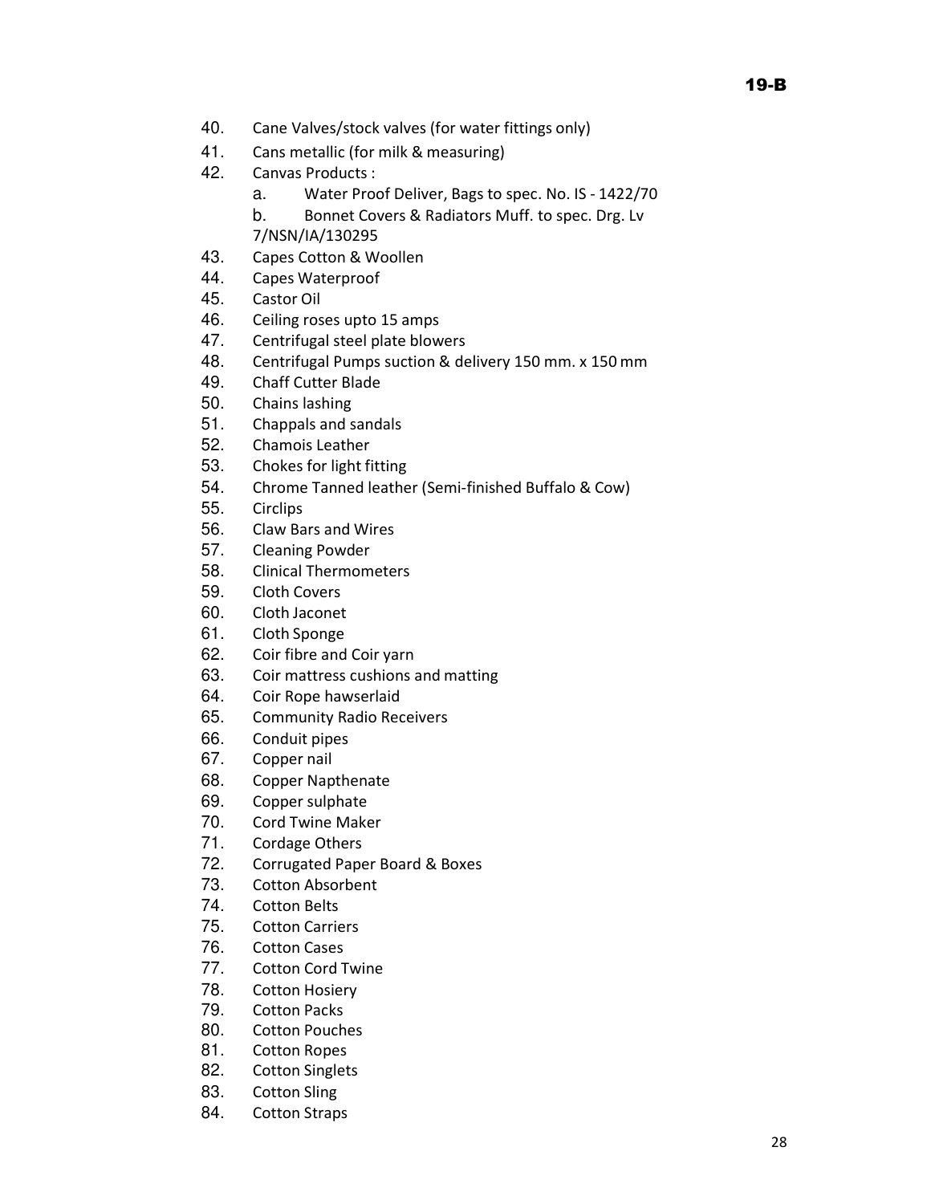40. Cane Valves/stock valves (for water fittings only)
41. Cans metallic (for milk & measuring)
42. Canvas Products :
    a. Water Proof Deliver, Bags to spec. No. IS - 1422/70
    b. Bonnet Covers & Radiators Muff. to spec. Drg. Lv 7/NSN/IA/130295
43. Capes Cotton & Woollen
44. Capes Waterproof
45. Castor Oil
46. Ceiling roses upto 15 amps
47. Centrifugal steel plate blowers
48. Centrifugal Pumps suction & delivery 150 mm. x 150 mm
49. Chaff Cutter Blade
50. Chains lashing
51. Chappals and sandals
52. Chamois Leather
53. Chokes for light fitting
54. Chrome Tanned leather (Semi-finished Buffalo & Cow)
55. Circlips
56. Claw Bars and Wires
57. Cleaning Powder
58. Clinical Thermometers
59. Cloth Covers
60. Cloth Jaconet
61. Cloth Sponge
62. Coir fibre and Coir yarn
63. Coir mattress cushions and matting
64. Coir Rope hawserlaid
65. Community Radio Receivers
66. Conduit pipes
67. Copper nail
68. Copper Napthenate
69. Copper sulphate
70. Cord Twine Maker
71. Cordage Others
72. Corrugated Paper Board & Boxes
73. Cotton Absorbent
74. Cotton Belts
75. Cotton Carriers
76. Cotton Cases
77. Cotton Cord Twine
78. Cotton Hosiery
79. Cotton Packs
80. Cotton Pouches
81. Cotton Ropes
82. Cotton Singlets
83. Cotton Sling
84. Cotton Straps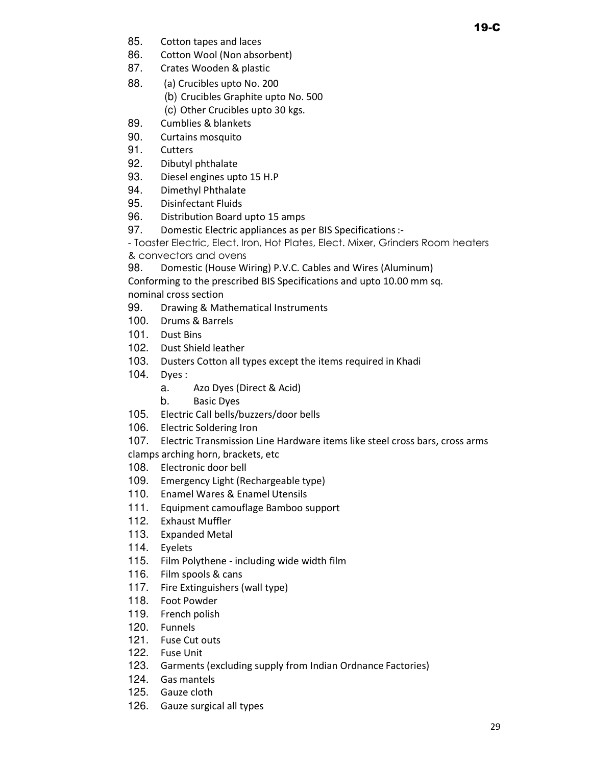85. Cotton tapes and laces
86. Cotton Wool (Non absorbent)
87. Crates Wooden & plastic
88. (a) Crucibles upto No. 200
    (b) Crucibles Graphite upto No. 500
    (c) Other Crucibles upto 30 kgs.
89. Cumblies & blankets
90. Curtains mosquito
91. Cutters
92. Dibutyl phthalate
93. Diesel engines upto 15 H.P
94. Dimethyl Phthalate
95. Disinfectant Fluids
96. Distribution Board upto 15 amps
97. Domestic Electric appliances as per BIS Specifications :-
- Toaster Electric, Elect. Iron, Hot Plates, Elect. Mixer, Grinders Room heaters & convectors and ovens
98. Domestic (House Wiring) P.V.C. Cables and Wires (Aluminum) Conforming to the prescribed BIS Specifications and upto 10.00 mm sq. nominal cross section
99. Drawing & Mathematical Instruments
100. Drums & Barrels
101. Dust Bins
102. Dust Shield leather
103. Dusters Cotton all types except the items required in Khadi
104. Dyes :
    a. Azo Dyes (Direct & Acid)
    b. Basic Dyes
105. Electric Call bells/buzzers/door bells
106. Electric Soldering Iron
107. Electric Transmission Line Hardware items like steel cross bars, cross arms clamps arching horn, brackets, etc
108. Electronic door bell
109. Emergency Light (Rechargeable type)
110. Enamel Wares & Enamel Utensils
111. Equipment camouflage Bamboo support
112. Exhaust Muffler
113. Expanded Metal
114. Eyelets
115. Film Polythene - including wide width film
116. Film spools & cans
117. Fire Extinguishers (wall type)
118. Foot Powder
119. French polish
120. Funnels
121. Fuse Cut outs
122. Fuse Unit
123. Garments (excluding supply from Indian Ordnance Factories)
124. Gas mantels
125. Gauze cloth
126. Gauze surgical all types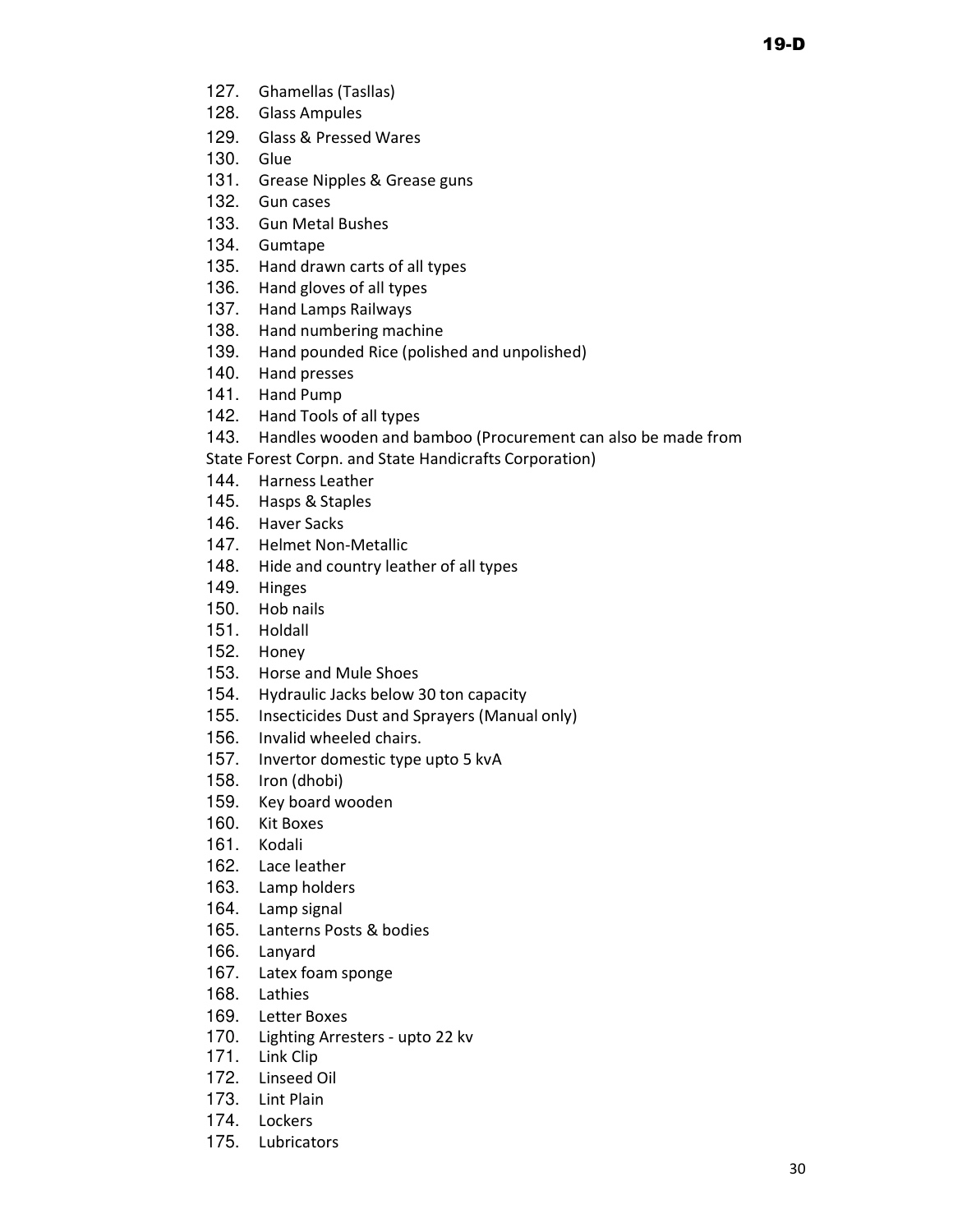127. Ghamellas (Tasllas)
128. Glass Ampules
129. Glass & Pressed Wares
130. Glue
131. Grease Nipples & Grease guns
132. Gun cases
133. Gun Metal Bushes
134. Gumtape
135. Hand drawn carts of all types
136. Hand gloves of all types
137. Hand Lamps Railways
138. Hand numbering machine
139. Hand pounded Rice (polished and unpolished)
140. Hand presses
141. Hand Pump
142. Hand Tools of all types
143. Handles wooden and bamboo (Procurement can also be made from State Forest Corpn. and State Handicrafts Corporation)
144. Harness Leather
145. Hasps & Staples
146. Haver Sacks
147. Helmet Non-Metallic
148. Hide and country leather of all types
149. Hinges
150. Hob nails
151. Holdall
152. Honey
153. Horse and Mule Shoes
154. Hydraulic Jacks below 30 ton capacity
155. Insecticides Dust and Sprayers (Manual only)
156. Invalid wheeled chairs.
157. Invertor domestic type upto 5 kvA
158. Iron (dhobi)
159. Key board wooden
160. Kit Boxes
161. Kodali
162. Lace leather
163. Lamp holders
164. Lamp signal
165. Lanterns Posts & bodies
166. Lanyard
167. Latex foam sponge
168. Lathies
169. Letter Boxes
170. Lighting Arresters - upto 22 kv
171. Link Clip
172. Linseed Oil
173. Lint Plain
174. Lockers
175. Lubricators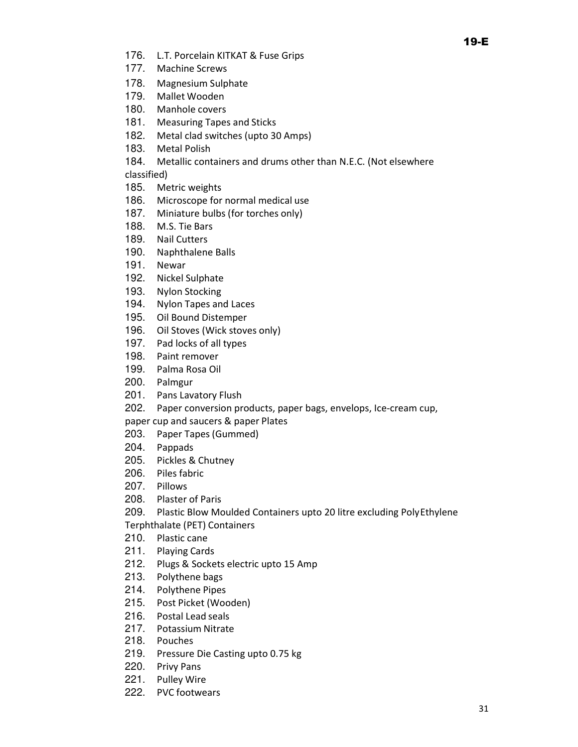176. L.T. Porcelain KITKAT & Fuse Grips
177. Machine Screws
178. Magnesium Sulphate
179. Mallet Wooden
180. Manhole covers
181. Measuring Tapes and Sticks
182. Metal clad switches (upto 30 Amps)
183. Metal Polish
184. Metallic containers and drums other than N.E.C. (Not elsewhere classified)
185. Metric weights
186. Microscope for normal medical use
187. Miniature bulbs (for torches only)
188. M.S. Tie Bars
189. Nail Cutters
190. Naphthalene Balls
191. Newar
192. Nickel Sulphate
193. Nylon Stocking
194. Nylon Tapes and Laces
195. Oil Bound Distemper
196. Oil Stoves (Wick stoves only)
197. Pad locks of all types
198. Paint remover
199. Palma Rosa Oil
200. Palmgur
201. Pans Lavatory Flush
202. Paper conversion products, paper bags, envelops, Ice-cream cup, paper cup and saucers & paper Plates
203. Paper Tapes (Gummed)
204. Pappads
205. Pickles & Chutney
206. Piles fabric
207. Pillows
208. Plaster of Paris
209. Plastic Blow Moulded Containers upto 20 litre excluding PolyEthylene Terphthalate (PET) Containers
210. Plastic cane
211. Playing Cards
212. Plugs & Sockets electric upto 15 Amp
213. Polythene bags
214. Polythene Pipes
215. Post Picket (Wooden)
216. Postal Lead seals
217. Potassium Nitrate
218. Pouches
219. Pressure Die Casting upto 0.75 kg
220. Privy Pans
221. Pulley Wire
222. PVC footwears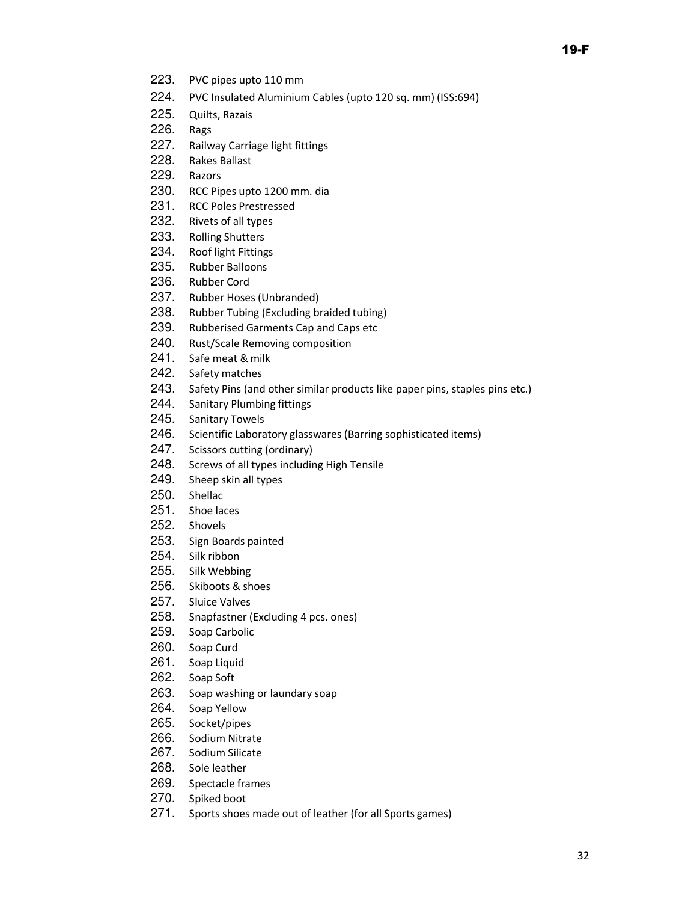223. PVC pipes upto 110 mm
224. PVC Insulated Aluminium Cables (upto 120 sq. mm) (ISS:694)
225. Quilts, Razais
226. Rags
227. Railway Carriage light fittings
228. Rakes Ballast
229. Razors
230. RCC Pipes upto 1200 mm. dia
231. RCC Poles Prestressed
232. Rivets of all types
233. Rolling Shutters
234. Roof light Fittings
235. Rubber Balloons
236. Rubber Cord
237. Rubber Hoses (Unbranded)
238. Rubber Tubing (Excluding braided tubing)
239. Rubberised Garments Cap and Caps etc
240. Rust/Scale Removing composition
241. Safe meat & milk
242. Safety matches
243. Safety Pins (and other similar products like paper pins, staples pins etc.)
244. Sanitary Plumbing fittings
245. Sanitary Towels
246. Scientific Laboratory glasswares (Barring sophisticated items)
247. Scissors cutting (ordinary)
248. Screws of all types including High Tensile
249. Sheep skin all types
250. Shellac
251. Shoe laces
252. Shovels
253. Sign Boards painted
254. Silk ribbon
255. Silk Webbing
256. Skiboots & shoes
257. Sluice Valves
258. Snapfastner (Excluding 4 pcs. ones)
259. Soap Carbolic
260. Soap Curd
261. Soap Liquid
262. Soap Soft
263. Soap washing or laundary soap
264. Soap Yellow
265. Socket/pipes
266. Sodium Nitrate
267. Sodium Silicate
268. Sole leather
269. Spectacle frames
270. Spiked boot
271. Sports shoes made out of leather (for all Sports games)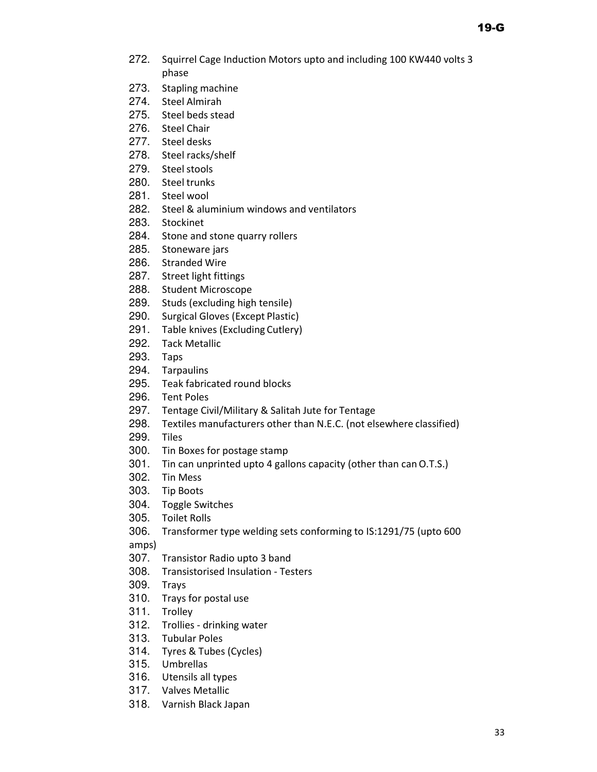272. Squirrel Cage Induction Motors upto and including 100 KW440 volts 3 phase
273. Stapling machine
274. Steel Almirah
275. Steel beds stead
276. Steel Chair
277. Steel desks
278. Steel racks/shelf
279. Steel stools
280. Steel trunks
281. Steel wool
282. Steel & aluminium windows and ventilators
283. Stockinet
284. Stone and stone quarry rollers
285. Stoneware jars
286. Stranded Wire
287. Street light fittings
288. Student Microscope
289. Studs (excluding high tensile)
290. Surgical Gloves (Except Plastic)
291. Table knives (Excluding Cutlery)
292. Tack Metallic
293. Taps
294. Tarpaulins
295. Teak fabricated round blocks
296. Tent Poles
297. Tentage Civil/Military & Salitah Jute for Tentage
298. Textiles manufacturers other than N.E.C. (not elsewhere classified)
299. Tiles
300. Tin Boxes for postage stamp
301. Tin can unprinted upto 4 gallons capacity (other than can O.T.S.)
302. Tin Mess
303. Tip Boots
304. Toggle Switches
305. Toilet Rolls
306. Transformer type welding sets conforming to IS:1291/75 (upto 600 amps)
307. Transistor Radio upto 3 band
308. Transistorised Insulation - Testers
309. Trays
310. Trays for postal use
311. Trolley
312. Trollies - drinking water
313. Tubular Poles
314. Tyres & Tubes (Cycles)
315. Umbrellas
316. Utensils all types
317. Valves Metallic
318. Varnish Black Japan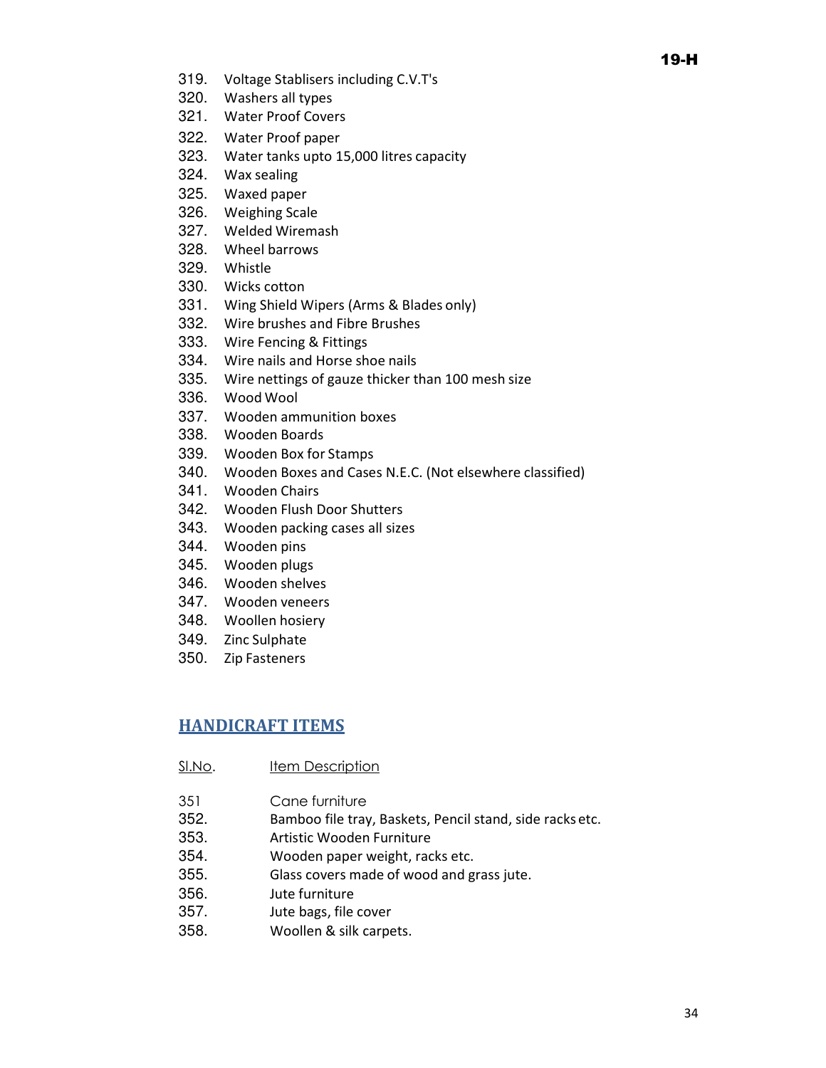319. Voltage Stablisers including C.V.T's
320. Washers all types
321. Water Proof Covers
322. Water Proof paper
323. Water tanks upto 15,000 litres capacity
324. Wax sealing
325. Waxed paper
326. Weighing Scale
327. Welded Wiremash
328. Wheel barrows
329. Whistle
330. Wicks cotton
331. Wing Shield Wipers (Arms & Blades only)
332. Wire brushes and Fibre Brushes
333. Wire Fencing & Fittings
334. Wire nails and Horse shoe nails
335. Wire nettings of gauze thicker than 100 mesh size
336. Wood Wool
337. Wooden ammunition boxes
338. Wooden Boards
339. Wooden Box for Stamps
340. Wooden Boxes and Cases N.E.C. (Not elsewhere classified)
341. Wooden Chairs
342. Wooden Flush Door Shutters
343. Wooden packing cases all sizes
344. Wooden pins
345. Wooden plugs
346. Wooden shelves
347. Wooden veneers
348. Woollen hosiery
349. Zinc Sulphate
350. Zip Fasteners

## HANDICRAFT ITEMS

| Sl.No. | Item Description |
|---|---|
| 351 | Cane furniture |
| 352. | Bamboo file tray, Baskets, Pencil stand, side racks etc. |
| 353. | Artistic Wooden Furniture |
| 354. | Wooden paper weight, racks etc. |
| 355. | Glass covers made of wood and grass jute. |
| 356. | Jute furniture |
| 357. | Jute bags, file cover |
| 358. | Woollen & silk carpets. |